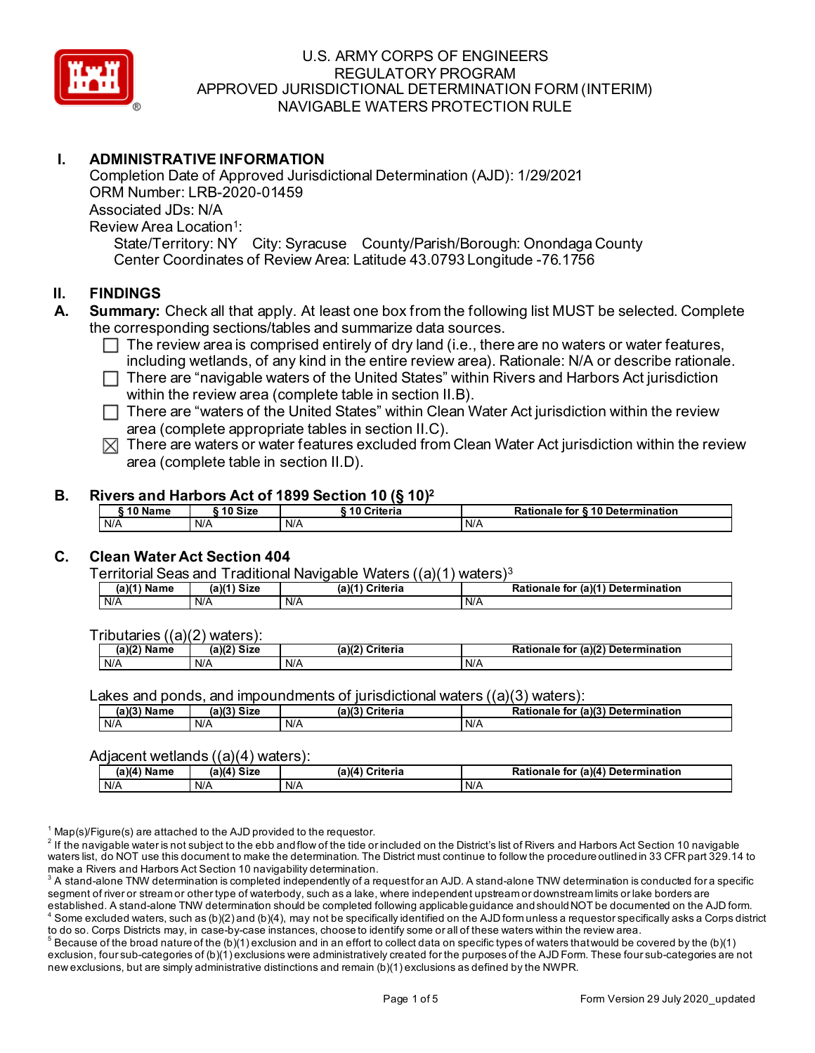# U.S. ARMY CORPS OF ENGINEERS
# REGULATORY PROGRAM
# APPROVED JURISDICTIONAL DETERMINATION FORM (INTERIM)
# NAVIGABLE WATERS PROTECTION RULE

## I. ADMINISTRATIVE INFORMATION

Completion Date of Approved Jurisdictional Determination (AJD): 1/29/2021
ORM Number: LRB-2020-01459
Associated JDs: N/A
Review Area Location[1]:
State/Territory: NY City: Syracuse County/Parish/Borough: Onondaga County
Center Coordinates of Review Area: Latitude 43.0793 Longitude -76.1756

## II. FINDINGS

**A. Summary:** Check all that apply. At least one box from the following list MUST be selected. Complete the corresponding sections/tables and summarize data sources.

- ☐ The review area is comprised entirely of dry land (i.e., there are no waters or water features, including wetlands, of any kind in the entire review area). Rationale: N/A or describe rationale.
- ☐ There are "navigable waters of the United States" within Rivers and Harbors Act jurisdiction within the review area (complete table in section II.B).
- ☐ There are "waters of the United States" within Clean Water Act jurisdiction within the review area (complete appropriate tables in section II.C).
- ☒ There are waters or water features excluded from Clean Water Act jurisdiction within the review area (complete table in section II.D).

**B. Rivers and Harbors Act of 1899 Section 10 (§ 10)[2]**

| § 10 Name | § 10 Size | § 10 Criteria | Rationale for § 10 Determination |
|---|---|---|---|
| N/A | N/A | N/A | N/A |

**C. Clean Water Act Section 404**

Territorial Seas and Traditional Navigable Waters ((a)(1) waters)[3]

| (a)(1) Name | (a)(1) Size | (a)(1) Criteria | Rationale for (a)(1) Determination |
|---|---|---|---|
| N/A | N/A | N/A | N/A |

Tributaries ((a)(2) waters):

| (a)(2) Name | (a)(2) Size | (a)(2) Criteria | Rationale for (a)(2) Determination |
|---|---|---|---|
| N/A | N/A | N/A | N/A |

Lakes and ponds, and impoundments of jurisdictional waters ((a)(3) waters):

| (a)(3) Name | (a)(3) Size | (a)(3) Criteria | Rationale for (a)(3) Determination |
|---|---|---|---|
| N/A | N/A | N/A | N/A |

Adjacent wetlands ((a)(4) waters):

| (a)(4) Name | (a)(4) Size | (a)(4) Criteria | Rationale for (a)(4) Determination |
|---|---|---|---|
| N/A | N/A | N/A | N/A |

[1] Map(s)/Figure(s) are attached to the AJD provided to the requestor.
[2] If the navigable water is not subject to the ebb and flow of the tide or included on the District's list of Rivers and Harbors Act Section 10 navigable waters list, do NOT use this document to make the determination. The District must continue to follow the procedure outlined in 33 CFR part 329.14 to make a Rivers and Harbors Act Section 10 navigability determination.
[3] A stand-alone TNW determination is completed independently of a request for an AJD. A stand-alone TNW determination is conducted for a specific segment of river or stream or other type of waterbody, such as a lake, where independent upstream or downstream limits or lake borders are established. A stand-alone TNW determination should be completed following applicable guidance and should NOT be documented on the AJD form.
[4] Some excluded waters, such as (b)(2) and (b)(4), may not be specifically identified on the AJD form unless a requestor specifically asks a Corps district to do so. Corps Districts may, in case-by-case instances, choose to identify some or all of these waters within the review area.
[5] Because of the broad nature of the (b)(1) exclusion and in an effort to collect data on specific types of waters that would be covered by the (b)(1) exclusion, four sub-categories of (b)(1) exclusions were administratively created for the purposes of the AJD Form. These four sub-categories are not new exclusions, but are simply administrative distinctions and remain (b)(1) exclusions as defined by the NWPR.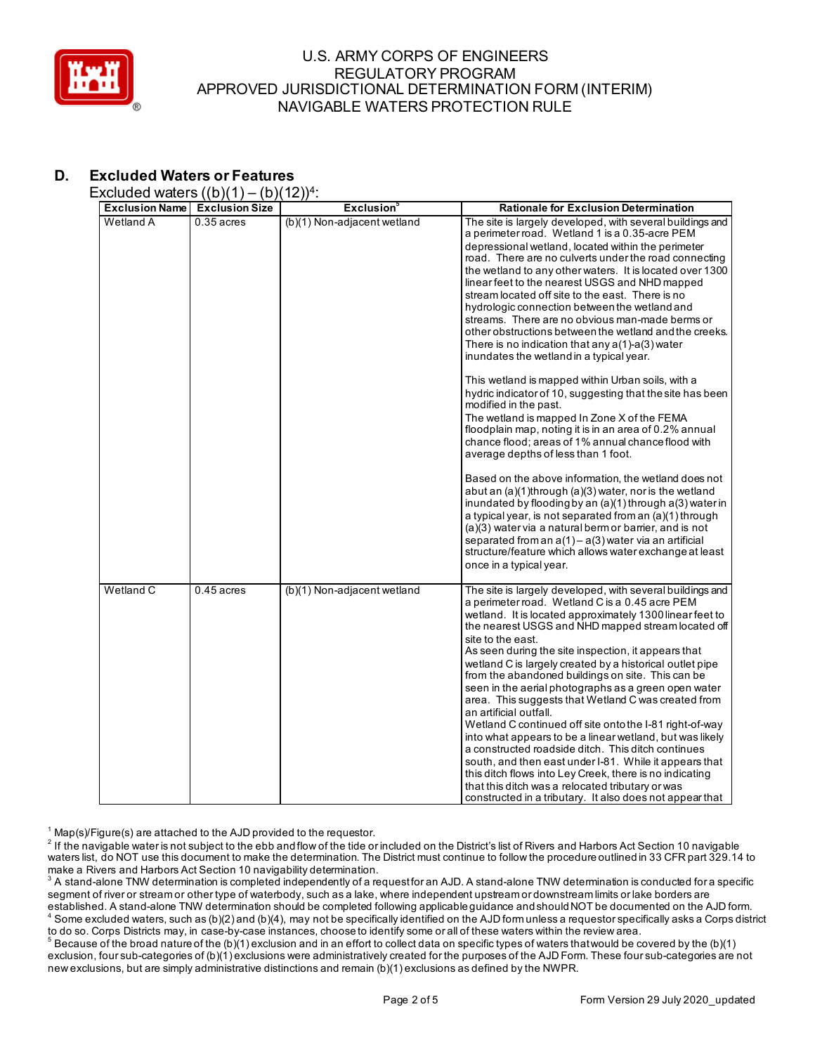## D. Excluded Waters or Features

Excluded waters ((b)(1) – (b)(12))[4]:

| Exclusion Name | Exclusion Size | Exclusion[5] | Rationale for Exclusion Determination |
|---|---|---|---|
| Wetland A | 0.35 acres | (b)(1) Non-adjacent wetland | The site is largely developed, with several buildings and a perimeter road. Wetland 1 is a 0.35-acre PEM depressional wetland, located within the perimeter road. There are no culverts under the road connecting the wetland to any other waters. It is located over 1300 linear feet to the nearest USGS and NHD mapped stream located off site to the east. There is no hydrologic connection between the wetland and streams. There are no obvious man-made berms or other obstructions between the wetland and the creeks. There is no indication that any a(1)-a(3) water inundates the wetland in a typical year.<br><br>This wetland is mapped within Urban soils, with a hydric indicator of 10, suggesting that the site has been modified in the past.<br>The wetland is mapped In Zone X of the FEMA floodplain map, noting it is in an area of 0.2% annual chance flood; areas of 1% annual chance flood with average depths of less than 1 foot.<br><br>Based on the above information, the wetland does not abut an (a)(1)through (a)(3) water, nor is the wetland inundated by flooding by an (a)(1) through a(3) water in a typical year, is not separated from an (a)(1) through (a)(3) water via a natural berm or barrier, and is not separated from an a(1) – a(3) water via an artificial structure/feature which allows water exchange at least once in a typical year. |
| Wetland C | 0.45 acres | (b)(1) Non-adjacent wetland | The site is largely developed, with several buildings and a perimeter road. Wetland C is a 0.45 acre PEM wetland. It is located approximately 1300 linear feet to the nearest USGS and NHD mapped stream located off site to the east.<br>As seen during the site inspection, it appears that wetland C is largely created by a historical outlet pipe from the abandoned buildings on site. This can be seen in the aerial photographs as a green open water area. This suggests that Wetland C was created from an artificial outfall.<br>Wetland C continued off site onto the I-81 right-of-way into what appears to be a linear wetland, but was likely a constructed roadside ditch. This ditch continues south, and then east under I-81. While it appears that this ditch flows into Ley Creek, there is no indicating that this ditch was a relocated tributary or was constructed in a tributary. It also does not appear that |

[1] Map(s)/Figure(s) are attached to the AJD provided to the requestor.

[2] If the navigable water is not subject to the ebb and flow of the tide or included on the District's list of Rivers and Harbors Act Section 10 navigable waters list, do NOT use this document to make the determination. The District must continue to follow the procedure outlined in 33 CFR part 329.14 to make a Rivers and Harbors Act Section 10 navigability determination.

[3] A stand-alone TNW determination is completed independently of a request for an AJD. A stand-alone TNW determination is conducted for a specific segment of river or stream or other type of waterbody, such as a lake, where independent upstream or downstream limits or lake borders are established. A stand-alone TNW determination should be completed following applicable guidance and should NOT be documented on the AJD form.

[4] Some excluded waters, such as (b)(2) and (b)(4), may not be specifically identified on the AJD form unless a requestor specifically asks a Corps district to do so. Corps Districts may, in case-by-case instances, choose to identify some or all of these waters within the review area.

[5] Because of the broad nature of the (b)(1) exclusion and in an effort to collect data on specific types of waters that would be covered by the (b)(1) exclusion, four sub-categories of (b)(1) exclusions were administratively created for the purposes of the AJD Form. These four sub-categories are not new exclusions, but are simply administrative distinctions and remain (b)(1) exclusions as defined by the NWPR.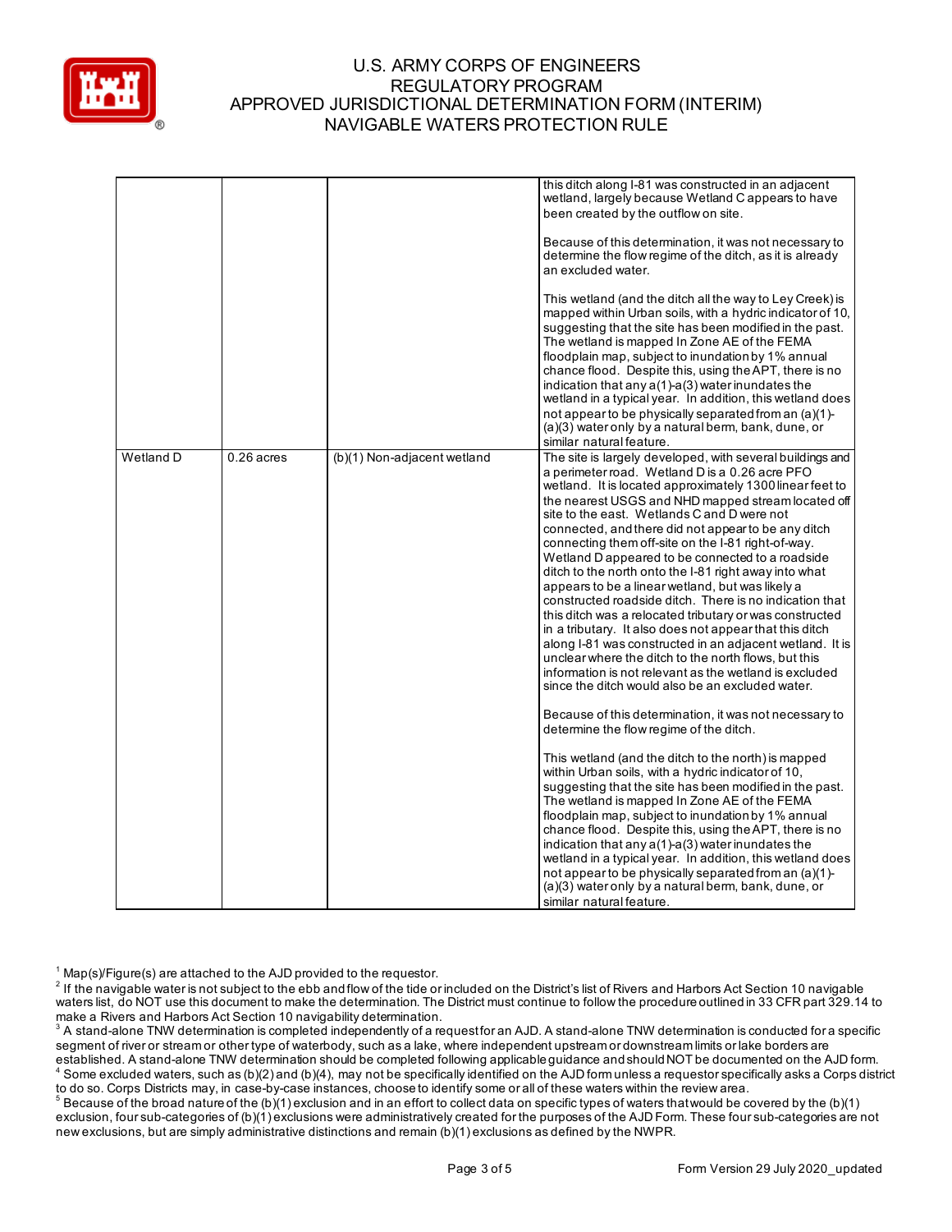| | | | |
|---|---|---|---|
| | | | this ditch along I-81 was constructed in an adjacent wetland, largely because Wetland C appears to have been created by the outflow on site.<br><br>Because of this determination, it was not necessary to determine the flow regime of the ditch, as it is already an excluded water.<br><br>This wetland (and the ditch all the way to Ley Creek) is mapped within Urban soils, with a hydric indicator of 10, suggesting that the site has been modified in the past. The wetland is mapped In Zone AE of the FEMA floodplain map, subject to inundation by 1% annual chance flood. Despite this, using the APT, there is no indication that any a(1)-a(3) water inundates the wetland in a typical year. In addition, this wetland does not appear to be physically separated from an (a)(1)-(a)(3) water only by a natural berm, bank, dune, or similar natural feature. |
| Wetland D | 0.26 acres | (b)(1) Non-adjacent wetland | The site is largely developed, with several buildings and a perimeter road. Wetland D is a 0.26 acre PFO wetland. It is located approximately 1300 linear feet to the nearest USGS and NHD mapped stream located off site to the east. Wetlands C and D were not connected, and there did not appear to be any ditch connecting them off-site on the I-81 right-of-way. Wetland D appeared to be connected to a roadside ditch to the north onto the I-81 right away into what appears to be a linear wetland, but was likely a constructed roadside ditch. There is no indication that this ditch was a relocated tributary or was constructed in a tributary. It also does not appear that this ditch along I-81 was constructed in an adjacent wetland. It is unclear where the ditch to the north flows, but this information is not relevant as the wetland is excluded since the ditch would also be an excluded water.<br><br>Because of this determination, it was not necessary to determine the flow regime of the ditch.<br><br>This wetland (and the ditch to the north) is mapped within Urban soils, with a hydric indicator of 10, suggesting that the site has been modified in the past. The wetland is mapped In Zone AE of the FEMA floodplain map, subject to inundation by 1% annual chance flood. Despite this, using the APT, there is no indication that any a(1)-a(3) water inundates the wetland in a typical year. In addition, this wetland does not appear to be physically separated from an (a)(1)-(a)(3) water only by a natural berm, bank, dune, or similar natural feature. |

[1] Map(s)/Figure(s) are attached to the AJD provided to the requestor.

[2] If the navigable water is not subject to the ebb and flow of the tide or included on the District's list of Rivers and Harbors Act Section 10 navigable waters list, do NOT use this document to make the determination. The District must continue to follow the procedure outlined in 33 CFR part 329.14 to make a Rivers and Harbors Act Section 10 navigability determination.

[3] A stand-alone TNW determination is completed independently of a request for an AJD. A stand-alone TNW determination is conducted for a specific segment of river or stream or other type of waterbody, such as a lake, where independent upstream or downstream limits or lake borders are established. A stand-alone TNW determination should be completed following applicable guidance and should NOT be documented on the AJD form.

[4] Some excluded waters, such as (b)(2) and (b)(4), may not be specifically identified on the AJD form unless a requestor specifically asks a Corps district to do so. Corps Districts may, in case-by-case instances, choose to identify some or all of these waters within the review area.

[5] Because of the broad nature of the (b)(1) exclusion and in an effort to collect data on specific types of waters that would be covered by the (b)(1) exclusion, four sub-categories of (b)(1) exclusions were administratively created for the purposes of the AJD Form. These four sub-categories are not new exclusions, but are simply administrative distinctions and remain (b)(1) exclusions as defined by the NWPR.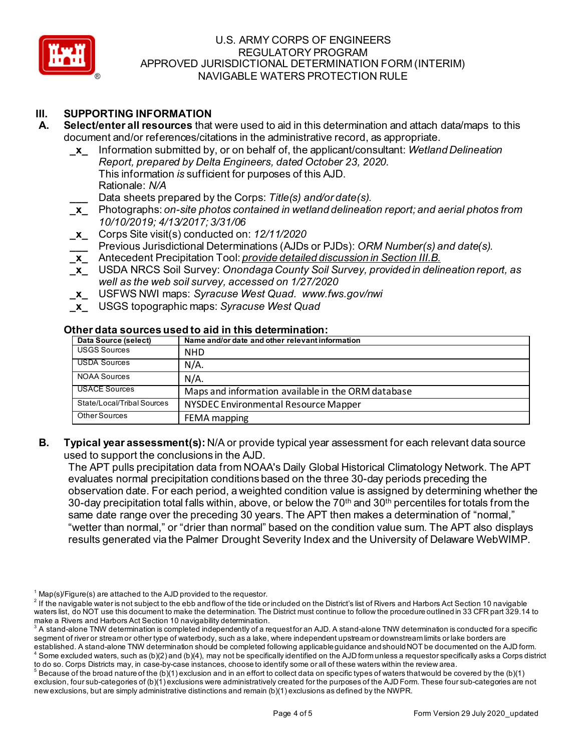## III. SUPPORTING INFORMATION

**A. Select/enter all resources** that were used to aid in this determination and attach data/maps to this document and/or references/citations in the administrative record, as appropriate.

_x_ Information submitted by, or on behalf of, the applicant/consultant: *Wetland Delineation Report, prepared by Delta Engineers, dated October 23, 2020.*
This information *is* sufficient for purposes of this AJD.
Rationale: *N/A*

___ Data sheets prepared by the Corps: *Title(s) and/or date(s).*

_x_ Photographs: *on-site photos contained in wetland delineation report; and aerial photos from 10/10/2019; 4/13/2017; 3/31/06*

_x_ Corps Site visit(s) conducted on: *12/11/2020*

___ Previous Jurisdictional Determinations (AJDs or PJDs): *ORM Number(s) and date(s).*

_x_ Antecedent Precipitation Tool: *provide detailed discussion in Section III.B.*

_x_ USDA NRCS Soil Survey: *Onondaga County Soil Survey, provided in delineation report, as well as the web soil survey, accessed on 1/27/2020*

_x_ USFWS NWI maps: *Syracuse West Quad. www.fws.gov/nwi*

_x_ USGS topographic maps: *Syracuse West Quad*

**Other data sources used to aid in this determination:**

| Data Source (select) | Name and/or date and other relevant information |
|---|---|
| USGS Sources | NHD |
| USDA Sources | N/A. |
| NOAA Sources | N/A. |
| USACE Sources | Maps and information available in the ORM database |
| State/Local/Tribal Sources | NYSDEC Environmental Resource Mapper |
| Other Sources | FEMA mapping |

**B. Typical year assessment(s):** N/A or provide typical year assessment for each relevant data source used to support the conclusions in the AJD.

The APT pulls precipitation data from NOAA's Daily Global Historical Climatology Network. The APT evaluates normal precipitation conditions based on the three 30-day periods preceding the observation date. For each period, a weighted condition value is assigned by determining whether the 30-day precipitation total falls within, above, or below the 70th and 30th percentiles for totals from the same date range over the preceding 30 years. The APT then makes a determination of "normal," "wetter than normal," or "drier than normal" based on the condition value sum. The APT also displays results generated via the Palmer Drought Severity Index and the University of Delaware WebWIMP.

[1] Map(s)/Figure(s) are attached to the AJD provided to the requestor.

[2] If the navigable water is not subject to the ebb and flow of the tide or included on the District's list of Rivers and Harbors Act Section 10 navigable waters list, do NOT use this document to make the determination. The District must continue to follow the procedure outlined in 33 CFR part 329.14 to make a Rivers and Harbors Act Section 10 navigability determination.

[3] A stand-alone TNW determination is completed independently of a request for an AJD. A stand-alone TNW determination is conducted for a specific segment of river or stream or other type of waterbody, such as a lake, where independent upstream or downstream limits or lake borders are established. A stand-alone TNW determination should be completed following applicable guidance and should NOT be documented on the AJD form.

[4] Some excluded waters, such as (b)(2) and (b)(4), may not be specifically identified on the AJD form unless a requestor specifically asks a Corps district to do so. Corps Districts may, in case-by-case instances, choose to identify some or all of these waters within the review area.

[5] Because of the broad nature of the (b)(1) exclusion and in an effort to collect data on specific types of waters that would be covered by the (b)(1) exclusion, four sub-categories of (b)(1) exclusions were administratively created for the purposes of the AJD Form. These four sub-categories are not new exclusions, but are simply administrative distinctions and remain (b)(1) exclusions as defined by the NWPR.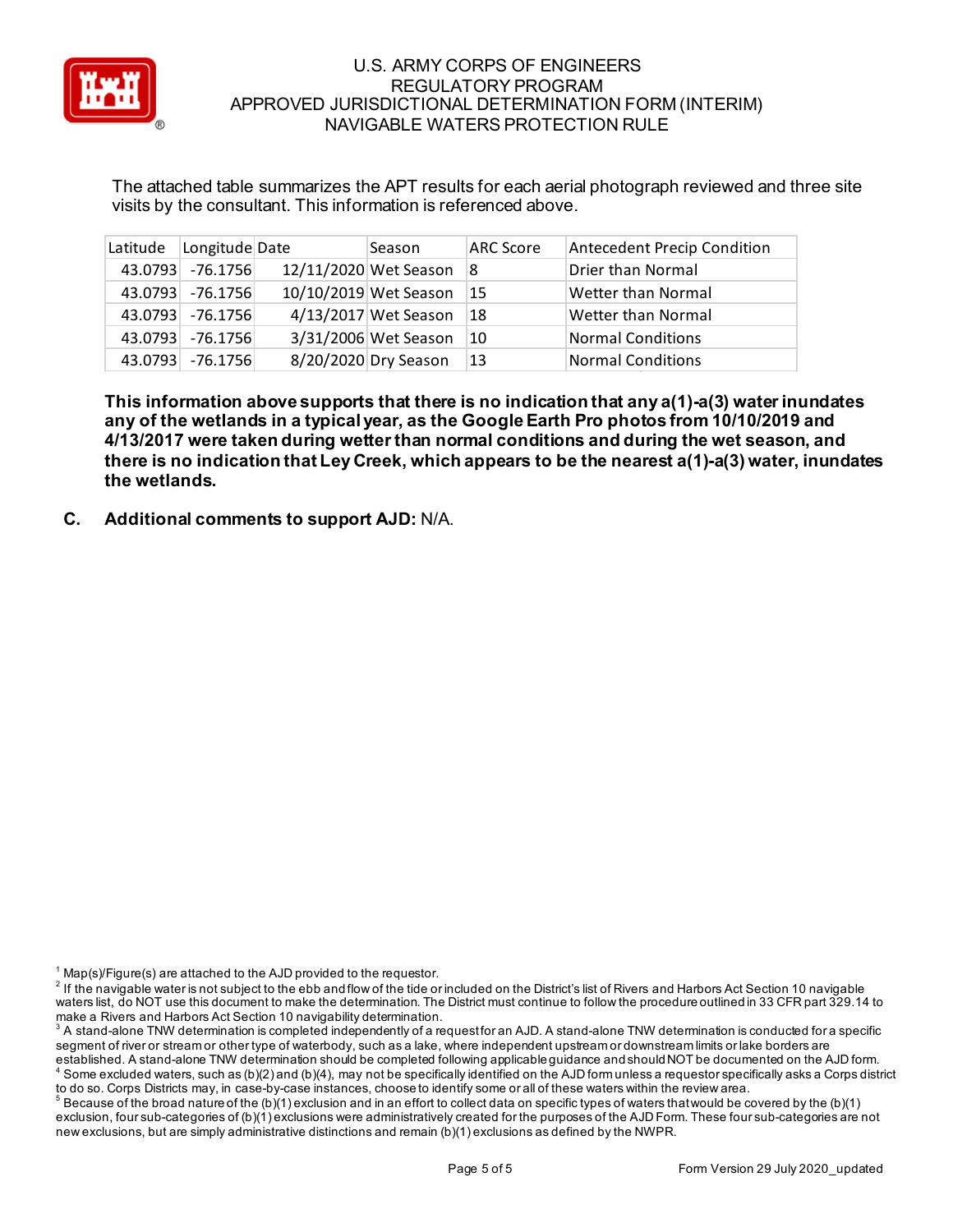The attached table summarizes the APT results for each aerial photograph reviewed and three site visits by the consultant. This information is referenced above.

| Latitude | Longitude | Date | Season | ARC Score | Antecedent Precip Condition |
|---|---|---|---|---|---|
| 43.0793 | -76.1756 | 12/11/2020 | Wet Season | 8 | Drier than Normal |
| 43.0793 | -76.1756 | 10/10/2019 | Wet Season | 15 | Wetter than Normal |
| 43.0793 | -76.1756 | 4/13/2017 | Wet Season | 18 | Wetter than Normal |
| 43.0793 | -76.1756 | 3/31/2006 | Wet Season | 10 | Normal Conditions |
| 43.0793 | -76.1756 | 8/20/2020 | Dry Season | 13 | Normal Conditions |

**This information above supports that there is no indication that any a(1)-a(3) water inundates any of the wetlands in a typical year, as the Google Earth Pro photos from 10/10/2019 and 4/13/2017 were taken during wetter than normal conditions and during the wet season, and there is no indication that Ley Creek, which appears to be the nearest a(1)-a(3) water, inundates the wetlands.**

**C. Additional comments to support AJD:** N/A.

[1] Map(s)/Figure(s) are attached to the AJD provided to the requestor.
[2] If the navigable water is not subject to the ebb and flow of the tide or included on the District's list of Rivers and Harbors Act Section 10 navigable waters list, do NOT use this document to make the determination. The District must continue to follow the procedure outlined in 33 CFR part 329.14 to make a Rivers and Harbors Act Section 10 navigability determination.
[3] A stand-alone TNW determination is completed independently of a request for an AJD. A stand-alone TNW determination is conducted for a specific segment of river or stream or other type of waterbody, such as a lake, where independent upstream or downstream limits or lake borders are established. A stand-alone TNW determination should be completed following applicable guidance and should NOT be documented on the AJD form.
[4] Some excluded waters, such as (b)(2) and (b)(4), may not be specifically identified on the AJD form unless a requestor specifically asks a Corps district to do so. Corps Districts may, in case-by-case instances, choose to identify some or all of these waters within the review area.
[5] Because of the broad nature of the (b)(1) exclusion and in an effort to collect data on specific types of waters that would be covered by the (b)(1) exclusion, four sub-categories of (b)(1) exclusions were administratively created for the purposes of the AJD Form. These four sub-categories are not new exclusions, but are simply administrative distinctions and remain (b)(1) exclusions as defined by the NWPR.